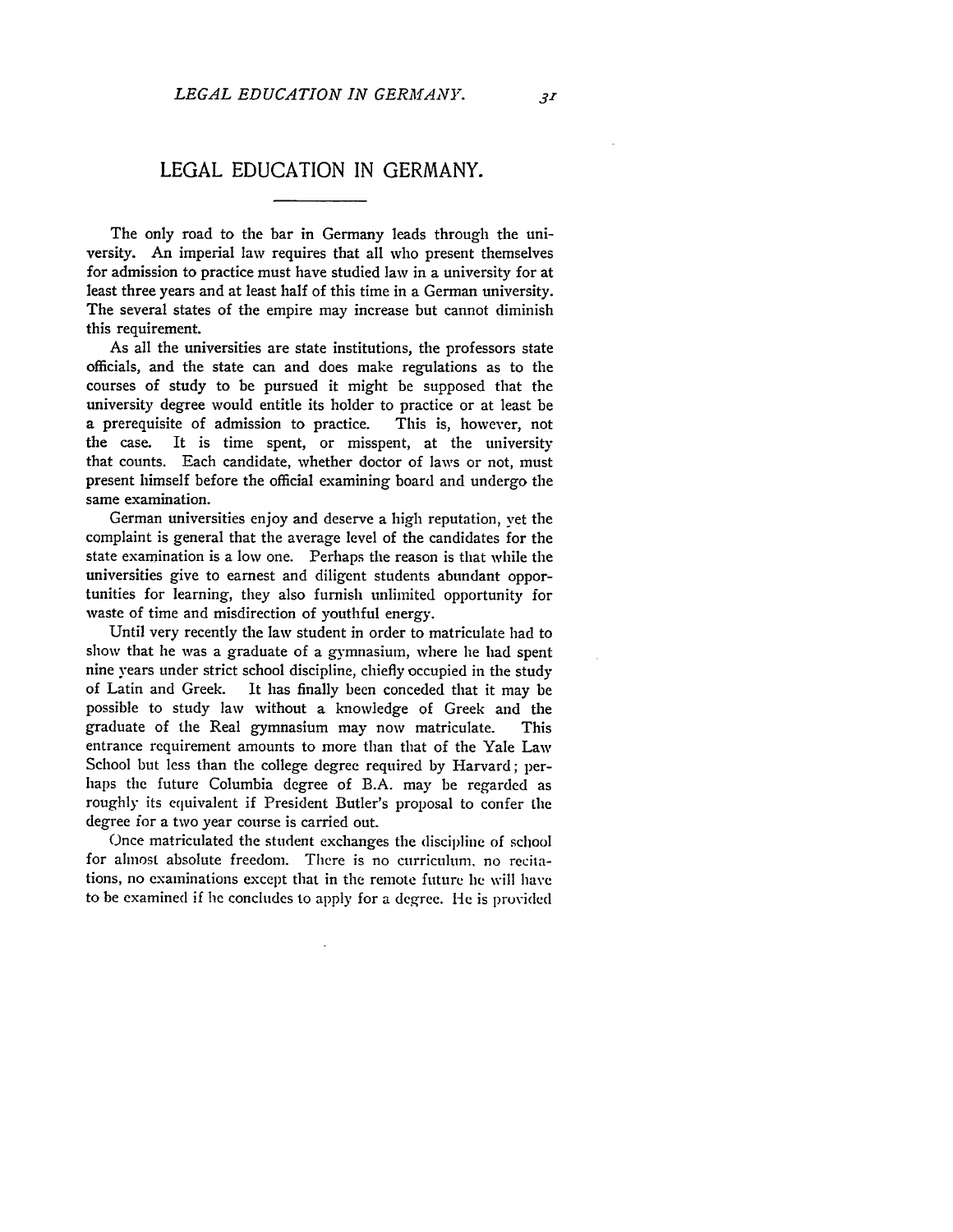# LEGAL EDUCATION IN GERMANY.

The only road to the bar in Germany leads through the university. An imperial law requires that all who present themselves for admission to practice must have studied law in a university for at least three years and at least half of this time in a German university. The several states of the empire may increase but cannot diminish this requirement.

As all the universities are state institutions, the professors state officials, and the state can and does make regulations as to the courses of study to be pursued it might be supposed that the university degree would entitle its holder to practice or at least be a prerequisite of admission to practice. This is, however, not the case. It is time spent, or misspent, at the university that counts. Each candidate, whether doctor of laws or not, must present himself before the official examining board and undergo the same examination.

German universities enjoy and deserve a high reputation, yet the complaint is general that the average level of the candidates for the state examination is a low one. Perhaps the reason is that while the universities give to earnest and diligent students abundant opportunities for learning, they also furnish unlimited opportunity for waste of time and misdirection of youthful energy.

Until very recently the law student in order to matriculate had to show that he was a graduate of a gymnasium, where he had spent nine years under strict school discipline, chiefly occupied in the study of Latin and Greek. It has finally been conceded that it may be possible to study law without a knowledge of Greek and the graduate of the Real gymnasium may now matriculate. This entrance requirement amounts to more than that of the Yale Law School but less than the college degree required by Harvard; perhaps the future Columbia degree of B.A. may be regarded as roughly its equivalent if President Butler's proposal to confer the degree for a two year course is carried out.

Once matriculated the student exchanges the discipline of school for almost absolute freedom. There is no curriculum, no recitations, no examinations except that in the remote future he will have to be examined if he concludes to apply for a degree. He is provided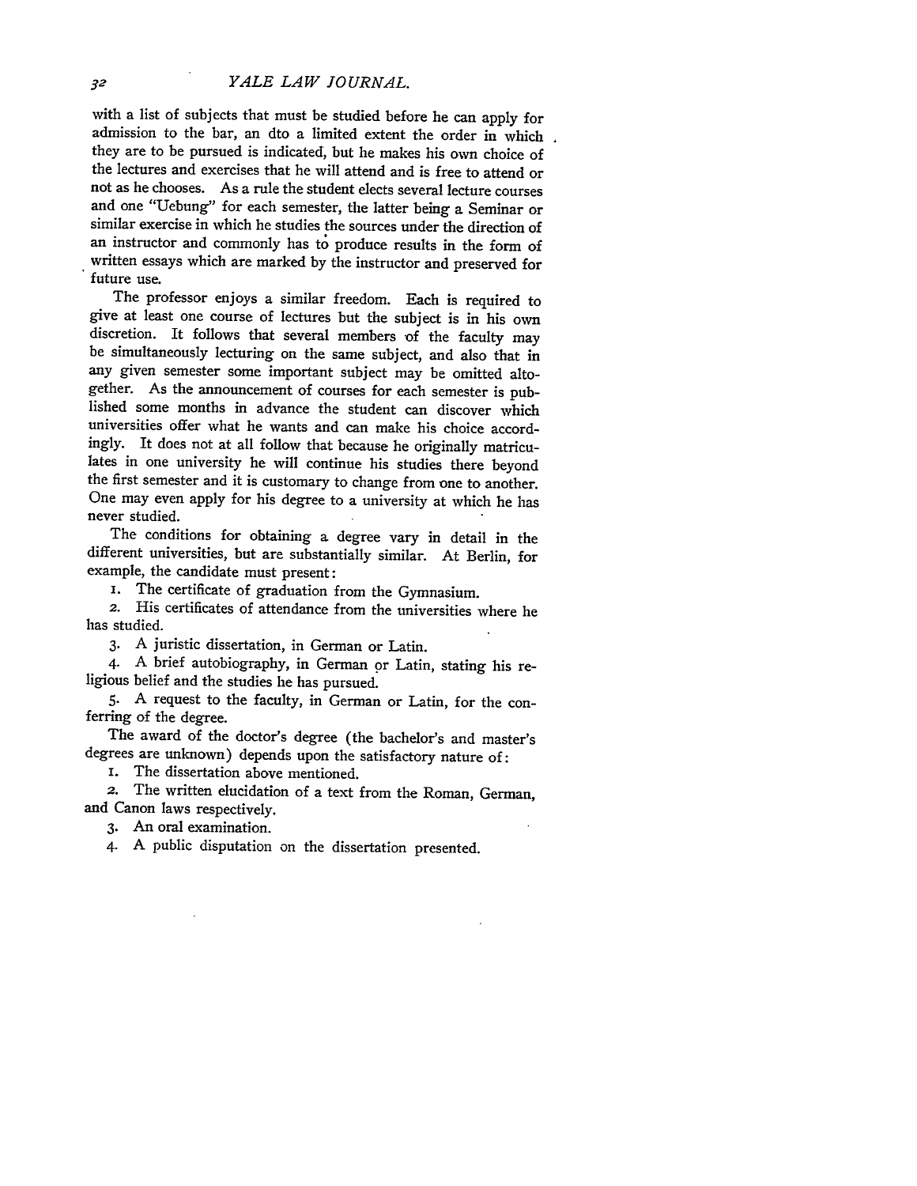with a list of subjects that must be studied before he can apply for admission to the bar, an dto a limited extent the order in which they are to be pursued is indicated, but he makes his own choice of the lectures and exercises that he will attend and is free to attend or not as he chooses. As a rule the student elects several lecture courses and one "Uebung" for each semester, the latter being a Seminar or similar exercise in which he studies the sources under the direction of an instructor and commonly has to produce results in the form of written essays which are marked by the instructor and preserved for future use.

The professor enjoys a similar freedom. Each is required to give at least one course of lectures but the subject is in his own discretion. It follows that several members of the faculty may be simultaneously lecturing on the same subject, and also that in any given semester some important subject may be omitted altogether. As the announcement of courses for each semester is published some months in advance the student can discover which universities offer what he wants and can make his choice accordingly. It does not at all follow that because he originally matriculates in one university he will continue his studies there beyond the first semester and it is customary to change from one to another. One may even apply for his degree to a university at which he has never studied.

The conditions for obtaining a degree vary in detail in the different universities, but are substantially similar. At Berlin, for example, the candidate must present:

1. The certificate of graduation from the Gymnasium.
2. His certificates of attendance from the universities where he has studied.
3. A juristic dissertation, in German or Latin.
4. A brief autobiography, in German or Latin, stating his religious belief and the studies he has pursued.
5. A request to the faculty, in German or Latin, for the conferring of the degree.

The award of the doctor's degree (the bachelor's and master's degrees are unknown) depends upon the satisfactory nature of:

1. The dissertation above mentioned.
2. The written elucidation of a text from the Roman, German, and Canon laws respectively.
3. An oral examination.
4. A public disputation on the dissertation presented.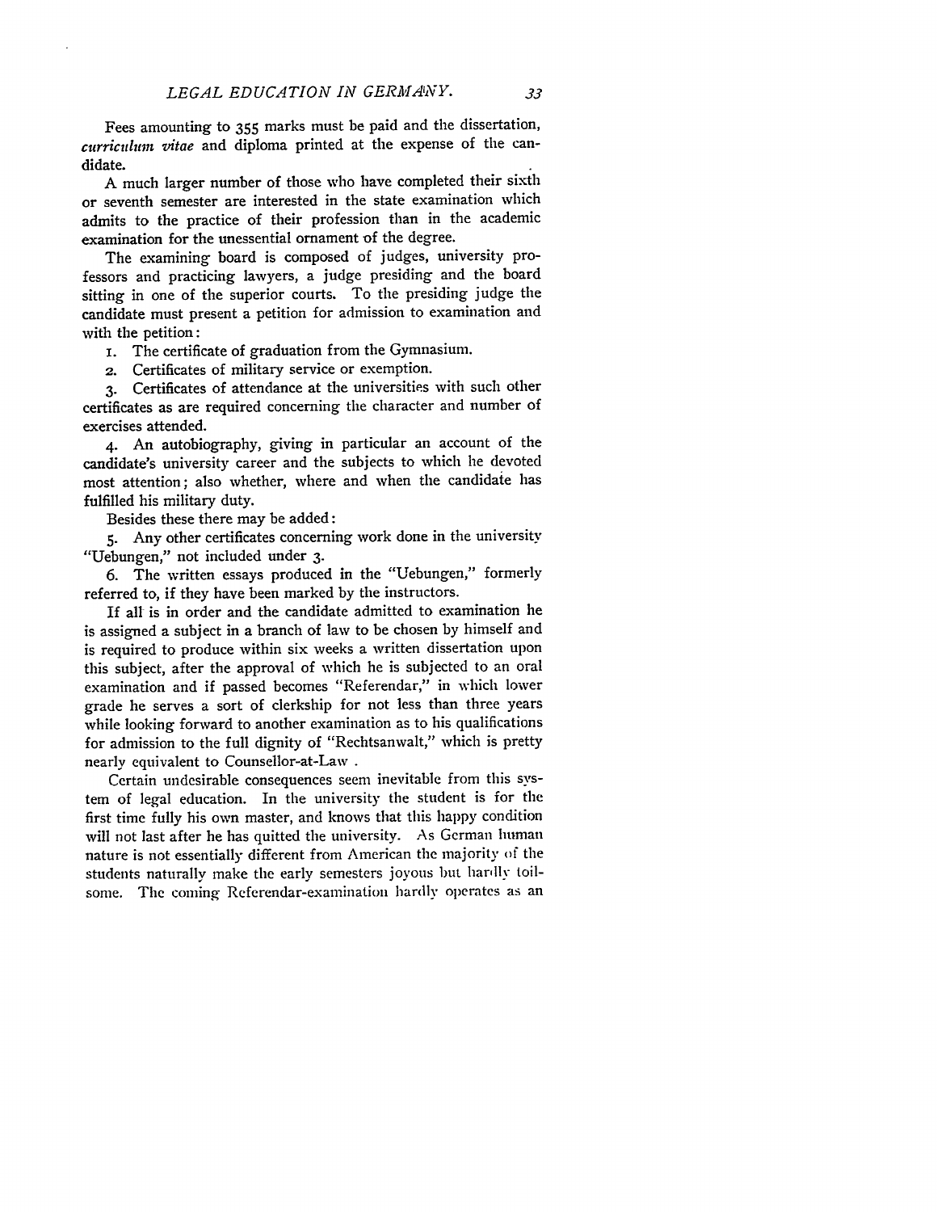Fees amounting to 355 marks must be paid and the dissertation, *curriculum vitae* and diploma printed at the expense of the candidate.

A much larger number of those who have completed their sixth or seventh semester are interested in the state examination which admits to the practice of their profession than in the academic examination for the unessential ornament of the degree.

The examining board is composed of judges, university professors and practicing lawyers, a judge presiding and the board sitting in one of the superior courts. To the presiding judge the candidate must present a petition for admission to examination and with the petition:

1. The certificate of graduation from the Gymnasium.
2. Certificates of military service or exemption.
3. Certificates of attendance at the universities with such other certificates as are required concerning the character and number of exercises attended.
4. An autobiography, giving in particular an account of the candidate's university career and the subjects to which he devoted most attention; also whether, where and when the candidate has fulfilled his military duty.

Besides these there may be added:

5. Any other certificates concerning work done in the university "Uebungen," not included under 3.
6. The written essays produced in the "Uebungen," formerly referred to, if they have been marked by the instructors.

If all is in order and the candidate admitted to examination he is assigned a subject in a branch of law to be chosen by himself and is required to produce within six weeks a written dissertation upon this subject, after the approval of which he is subjected to an oral examination and if passed becomes "Referendar," in which lower grade he serves a sort of clerkship for not less than three years while looking forward to another examination as to his qualifications for admission to the full dignity of "Rechtsanwalt," which is pretty nearly equivalent to Counsellor-at-Law.

Certain undesirable consequences seem inevitable from this system of legal education. In the university the student is for the first time fully his own master, and knows that this happy condition will not last after he has quitted the university. As German human nature is not essentially different from American the majority of the students naturally make the early semesters joyous but hardly toilsome. The coming Referendar-examination hardly operates as an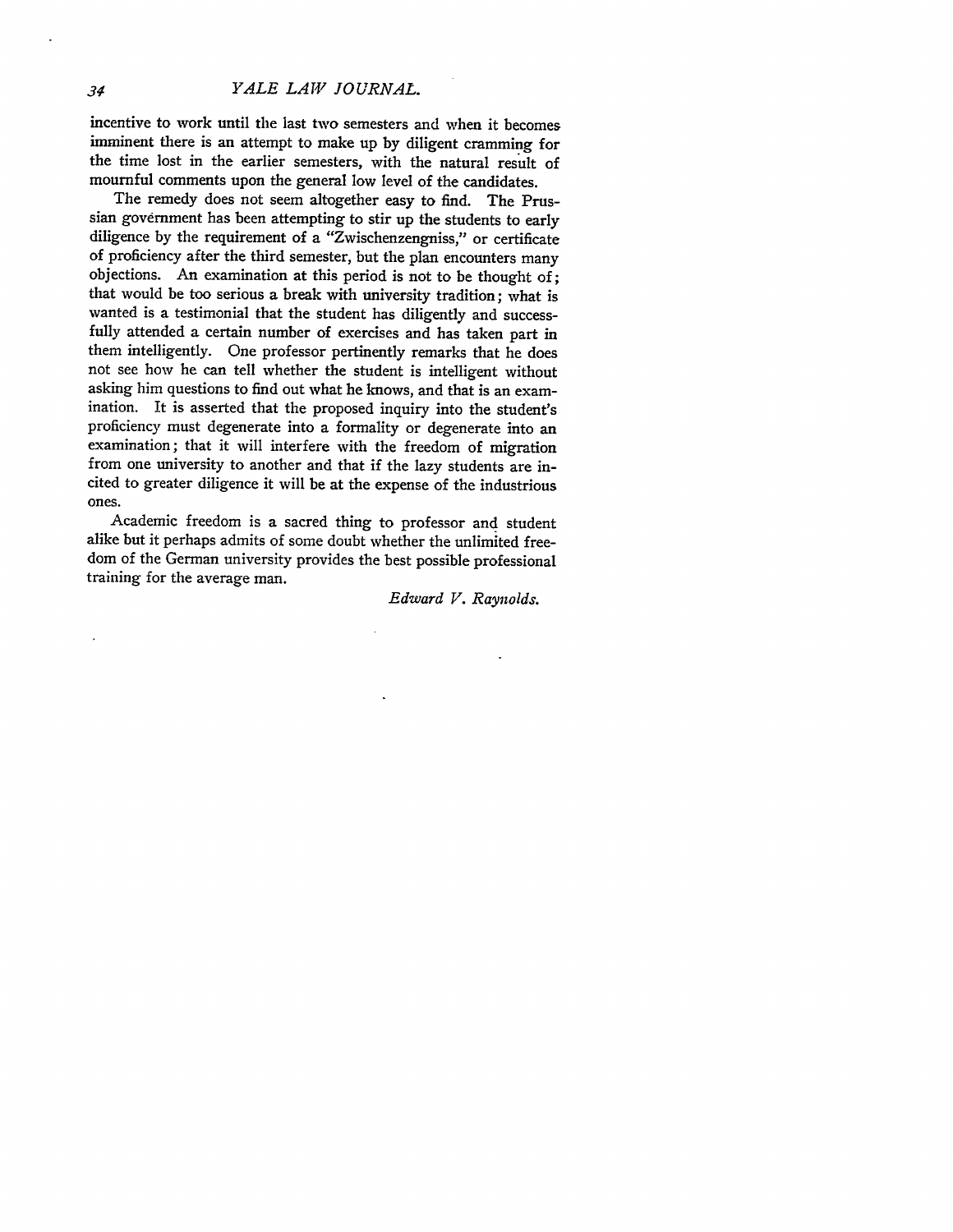incentive to work until the last two semesters and when it becomes imminent there is an attempt to make up by diligent cramming for the time lost in the earlier semesters, with the natural result of mournful comments upon the general low level of the candidates.

The remedy does not seem altogether easy to find. The Prussian government has been attempting to stir up the students to early diligence by the requirement of a "Zwischenzengniss," or certificate of proficiency after the third semester, but the plan encounters many objections. An examination at this period is not to be thought of; that would be too serious a break with university tradition; what is wanted is a testimonial that the student has diligently and successfully attended a certain number of exercises and has taken part in them intelligently. One professor pertinently remarks that he does not see how he can tell whether the student is intelligent without asking him questions to find out what he knows, and that is an examination. It is asserted that the proposed inquiry into the student's proficiency must degenerate into a formality or degenerate into an examination; that it will interfere with the freedom of migration from one university to another and that if the lazy students are incited to greater diligence it will be at the expense of the industrious ones.

Academic freedom is a sacred thing to professor and student alike but it perhaps admits of some doubt whether the unlimited freedom of the German university provides the best possible professional training for the average man.

*Edward V. Raynolds.*